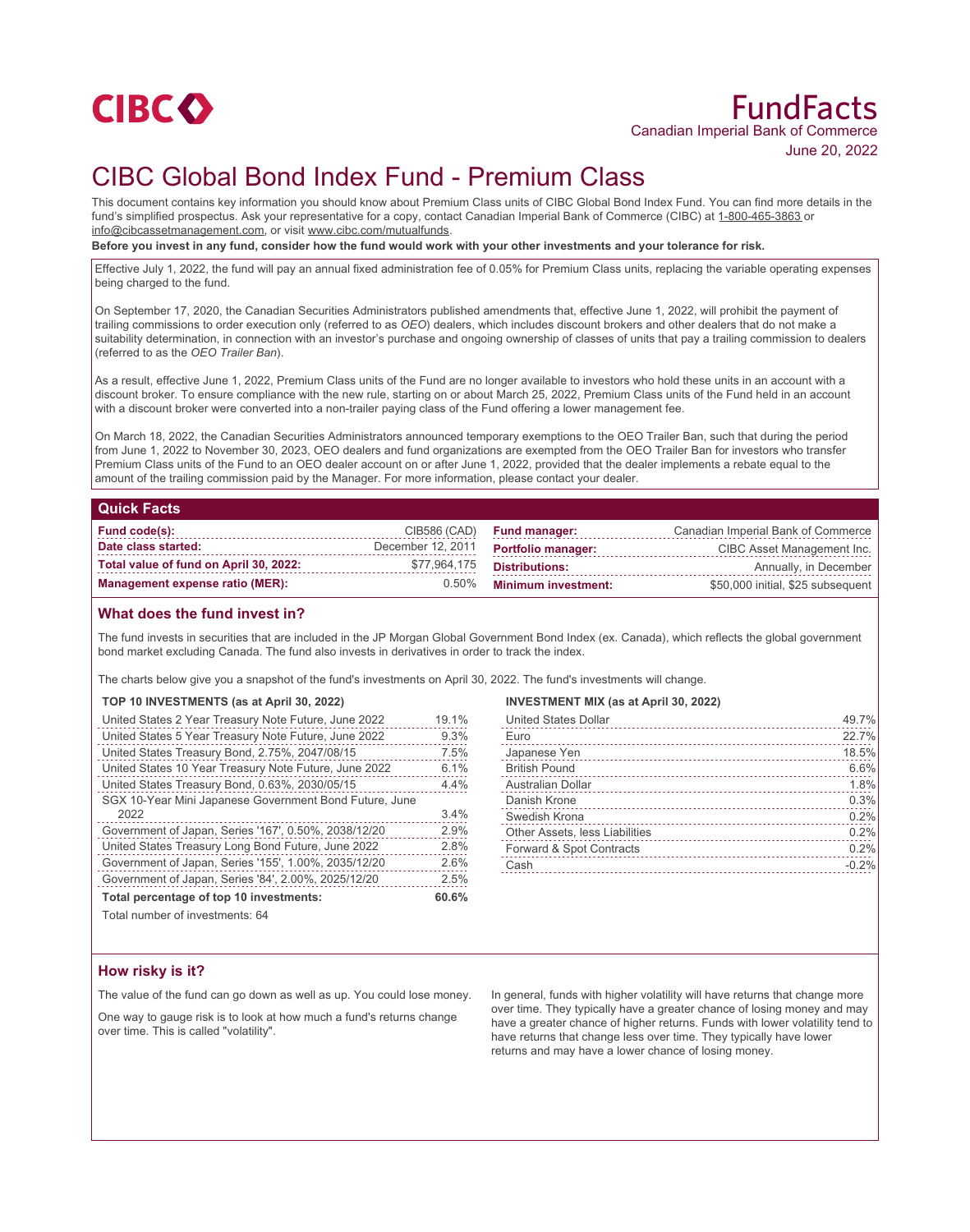CIBC

# FundFacts

Canadian Imperial Bank of Commerce
June 20, 2022

# CIBC Global Bond Index Fund - Premium Class

This document contains key information you should know about Premium Class units of CIBC Global Bond Index Fund. You can find more details in the fund's simplified prospectus. Ask your representative for a copy, contact Canadian Imperial Bank of Commerce (CIBC) at 1-800-465-3863 or info@cibcassetmanagement.com, or visit www.cibc.com/mutualfunds.

**Before you invest in any fund, consider how the fund would work with your other investments and your tolerance for risk.**

Effective July 1, 2022, the fund will pay an annual fixed administration fee of 0.05% for Premium Class units, replacing the variable operating expenses being charged to the fund.

On September 17, 2020, the Canadian Securities Administrators published amendments that, effective June 1, 2022, will prohibit the payment of trailing commissions to order execution only (referred to as *OEO*) dealers, which includes discount brokers and other dealers that do not make a suitability determination, in connection with an investor's purchase and ongoing ownership of classes of units that pay a trailing commission to dealers (referred to as the *OEO Trailer Ban*).

As a result, effective June 1, 2022, Premium Class units of the Fund are no longer available to investors who hold these units in an account with a discount broker. To ensure compliance with the new rule, starting on or about March 25, 2022, Premium Class units of the Fund held in an account with a discount broker were converted into a non-trailer paying class of the Fund offering a lower management fee.

On March 18, 2022, the Canadian Securities Administrators announced temporary exemptions to the OEO Trailer Ban, such that during the period from June 1, 2022 to November 30, 2023, OEO dealers and fund organizations are exempted from the OEO Trailer Ban for investors who transfer Premium Class units of the Fund to an OEO dealer account on or after June 1, 2022, provided that the dealer implements a rebate equal to the amount of the trailing commission paid by the Manager. For more information, please contact your dealer.

## Quick Facts

| | | | |
|---|---|---|---|
| **Fund code(s):** | CIB586 (CAD) | **Fund manager:** | Canadian Imperial Bank of Commerce |
| **Date class started:** | December 12, 2011 | **Portfolio manager:** | CIBC Asset Management Inc. |
| **Total value of fund on April 30, 2022:** | $77,964,175 | **Distributions:** | Annually, in December |
| **Management expense ratio (MER):** | 0.50% | **Minimum investment:** | $50,000 initial, $25 subsequent |

## What does the fund invest in?

The fund invests in securities that are included in the JP Morgan Global Government Bond Index (ex. Canada), which reflects the global government bond market excluding Canada. The fund also invests in derivatives in order to track the index.

The charts below give you a snapshot of the fund's investments on April 30, 2022. The fund's investments will change.

**TOP 10 INVESTMENTS (as at April 30, 2022)**

| | |
|---|---|
| United States 2 Year Treasury Note Future, June 2022 | 19.1% |
| United States 5 Year Treasury Note Future, June 2022 | 9.3% |
| United States Treasury Bond, 2.75%, 2047/08/15 | 7.5% |
| United States 10 Year Treasury Note Future, June 2022 | 6.1% |
| United States Treasury Bond, 0.63%, 2030/05/15 | 4.4% |
| SGX 10-Year Mini Japanese Government Bond Future, June 2022 | 3.4% |
| Government of Japan, Series '167', 0.50%, 2038/12/20 | 2.9% |
| United States Treasury Long Bond Future, June 2022 | 2.8% |
| Government of Japan, Series '155', 1.00%, 2035/12/20 | 2.6% |
| Government of Japan, Series '84', 2.00%, 2025/12/20 | 2.5% |
| **Total percentage of top 10 investments:** | **60.6%** |

Total number of investments: 64

**INVESTMENT MIX (as at April 30, 2022)**

| | |
|---|---|
| United States Dollar | 49.7% |
| Euro | 22.7% |
| Japanese Yen | 18.5% |
| British Pound | 6.6% |
| Australian Dollar | 1.8% |
| Danish Krone | 0.3% |
| Swedish Krona | 0.2% |
| Other Assets, less Liabilities | 0.2% |
| Forward & Spot Contracts | 0.2% |
| Cash | -0.2% |

## How risky is it?

The value of the fund can go down as well as up. You could lose money.

One way to gauge risk is to look at how much a fund's returns change over time. This is called "volatility".

In general, funds with higher volatility will have returns that change more over time. They typically have a greater chance of losing money and may have a greater chance of higher returns. Funds with lower volatility tend to have returns that change less over time. They typically have lower returns and may have a lower chance of losing money.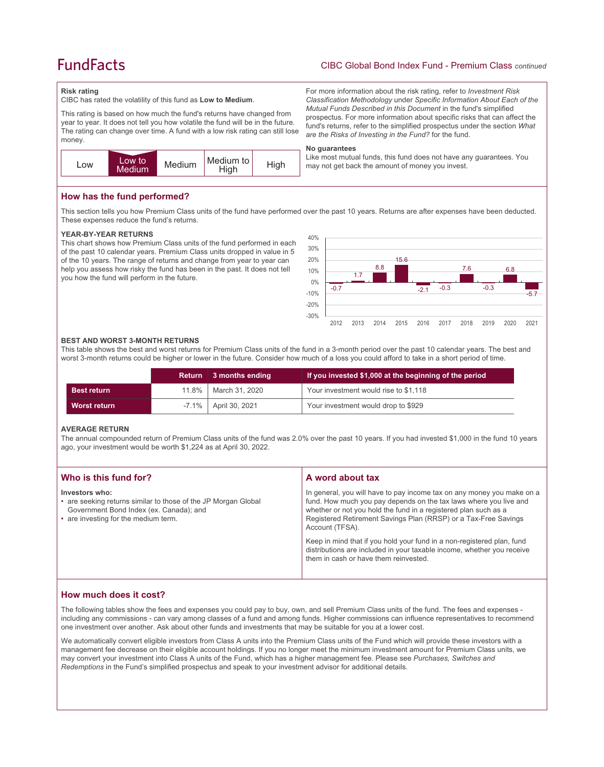### Risk rating

CIBC has rated the volatility of this fund as **Low to Medium**.

This rating is based on how much the fund's returns have changed from year to year. It does not tell you how volatile the fund will be in the future. The rating can change over time. A fund with a low risk rating can still lose money.

| Low | Low to Medium | Medium | Medium to High | High |
|---|---|---|---|---|

For more information about the risk rating, refer to *Investment Risk Classification Methodology* under *Specific Information About Each of the Mutual Funds Described in this Document* in the fund's simplified prospectus. For more information about specific risks that can affect the fund's returns, refer to the simplified prospectus under the section *What are the Risks of Investing in the Fund?* for the fund.

**No guarantees**

Like most mutual funds, this fund does not have any guarantees. You may not get back the amount of money you invest.

## How has the fund performed?

This section tells you how Premium Class units of the fund have performed over the past 10 years. Returns are after expenses have been deducted. These expenses reduce the fund's returns.

**YEAR-BY-YEAR RETURNS**

This chart shows how Premium Class units of the fund performed in each of the past 10 calendar years. Premium Class units dropped in value in 5 of the 10 years. The range of returns and change from year to year can help you assess how risky the fund has been in the past. It does not tell you how the fund will perform in the future.

| Year | 2012 | 2013 | 2014 | 2015 | 2016 | 2017 | 2018 | 2019 | 2020 | 2021 |
|---|---|---|---|---|---|---|---|---|---|---|
| Return (%) | -0.7 | 1.7 | 8.8 | 15.6 | -2.1 | -0.3 | 7.6 | -0.3 | 6.8 | -5.7 |

**BEST AND WORST 3-MONTH RETURNS**

This table shows the best and worst returns for Premium Class units of the fund in a 3-month period over the past 10 calendar years. The best and worst 3-month returns could be higher or lower in the future. Consider how much of a loss you could afford to take in a short period of time.

| | Return | 3 months ending | If you invested $1,000 at the beginning of the period |
|---|---|---|---|
| **Best return** | 11.8% | March 31, 2020 | Your investment would rise to $1,118 |
| **Worst return** | -7.1% | April 30, 2021 | Your investment would drop to $929 |

**AVERAGE RETURN**

The annual compounded return of Premium Class units of the fund was 2.0% over the past 10 years. If you had invested $1,000 in the fund 10 years ago, your investment would be worth $1,224 as at April 30, 2022.

## Who is this fund for?

**Investors who:**

- are seeking returns similar to those of the JP Morgan Global Government Bond Index (ex. Canada); and
- are investing for the medium term.

## A word about tax

In general, you will have to pay income tax on any money you make on a fund. How much you pay depends on the tax laws where you live and whether or not you hold the fund in a registered plan such as a Registered Retirement Savings Plan (RRSP) or a Tax-Free Savings Account (TFSA).

Keep in mind that if you hold your fund in a non-registered plan, fund distributions are included in your taxable income, whether you receive them in cash or have them reinvested.

## How much does it cost?

The following tables show the fees and expenses you could pay to buy, own, and sell Premium Class units of the fund. The fees and expenses - including any commissions - can vary among classes of a fund and among funds. Higher commissions can influence representatives to recommend one investment over another. Ask about other funds and investments that may be suitable for you at a lower cost.

We automatically convert eligible investors from Class A units into the Premium Class units of the Fund which will provide these investors with a management fee decrease on their eligible account holdings. If you no longer meet the minimum investment amount for Premium Class units, we may convert your investment into Class A units of the Fund, which has a higher management fee. Please see *Purchases, Switches and Redemptions* in the Fund's simplified prospectus and speak to your investment advisor for additional details.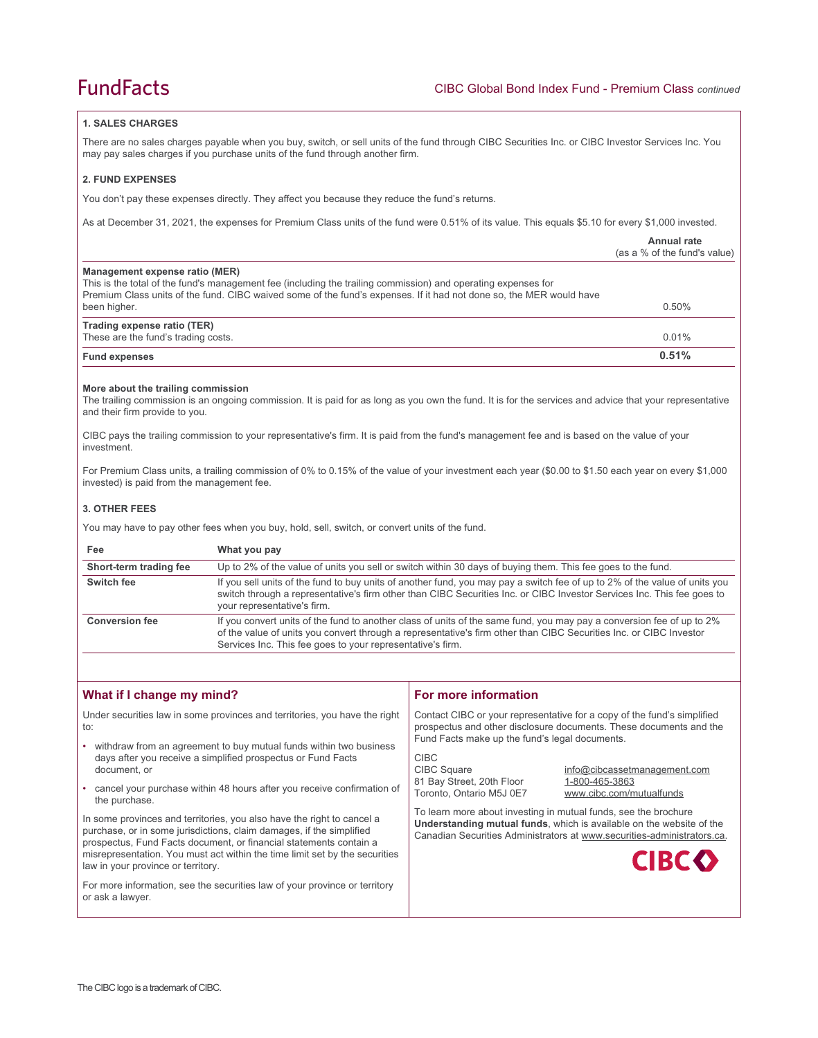### 1. SALES CHARGES

There are no sales charges payable when you buy, switch, or sell units of the fund through CIBC Securities Inc. or CIBC Investor Services Inc. You may pay sales charges if you purchase units of the fund through another firm.

### 2. FUND EXPENSES

You don't pay these expenses directly. They affect you because they reduce the fund's returns.

As at December 31, 2021, the expenses for Premium Class units of the fund were 0.51% of its value. This equals $5.10 for every $1,000 invested.

| | Annual rate (as a % of the fund's value) |
|---|---|
| **Management expense ratio (MER)**<br>This is the total of the fund's management fee (including the trailing commission) and operating expenses for Premium Class units of the fund. CIBC waived some of the fund's expenses. If it had not done so, the MER would have been higher. | 0.50% |
| **Trading expense ratio (TER)**<br>These are the fund's trading costs. | 0.01% |
| **Fund expenses** | **0.51%** |

**More about the trailing commission**

The trailing commission is an ongoing commission. It is paid for as long as you own the fund. It is for the services and advice that your representative and their firm provide to you.

CIBC pays the trailing commission to your representative's firm. It is paid from the fund's management fee and is based on the value of your investment.

For Premium Class units, a trailing commission of 0% to 0.15% of the value of your investment each year ($0.00 to $1.50 each year on every $1,000 invested) is paid from the management fee.

### 3. OTHER FEES

You may have to pay other fees when you buy, hold, sell, switch, or convert units of the fund.

| Fee | What you pay |
|---|---|
| **Short-term trading fee** | Up to 2% of the value of units you sell or switch within 30 days of buying them. This fee goes to the fund. |
| **Switch fee** | If you sell units of the fund to buy units of another fund, you may pay a switch fee of up to 2% of the value of units you switch through a representative's firm other than CIBC Securities Inc. or CIBC Investor Services Inc. This fee goes to your representative's firm. |
| **Conversion fee** | If you convert units of the fund to another class of units of the same fund, you may pay a conversion fee of up to 2% of the value of units you convert through a representative's firm other than CIBC Securities Inc. or CIBC Investor Services Inc. This fee goes to your representative's firm. |

## What if I change my mind?

Under securities law in some provinces and territories, you have the right to:

- withdraw from an agreement to buy mutual funds within two business days after you receive a simplified prospectus or Fund Facts document, or
- cancel your purchase within 48 hours after you receive confirmation of the purchase.

In some provinces and territories, you also have the right to cancel a purchase, or in some jurisdictions, claim damages, if the simplified prospectus, Fund Facts document, or financial statements contain a misrepresentation. You must act within the time limit set by the securities law in your province or territory.

For more information, see the securities law of your province or territory or ask a lawyer.

## For more information

Contact CIBC or your representative for a copy of the fund's simplified prospectus and other disclosure documents. These documents and the Fund Facts make up the fund's legal documents.

CIBC
CIBC Square
81 Bay Street, 20th Floor
Toronto, Ontario M5J 0E7

info@cibcassetmanagement.com
1-800-465-3863
www.cibc.com/mutualfunds

To learn more about investing in mutual funds, see the brochure **Understanding mutual funds**, which is available on the website of the Canadian Securities Administrators at www.securities-administrators.ca.

The CIBC logo is a trademark of CIBC.